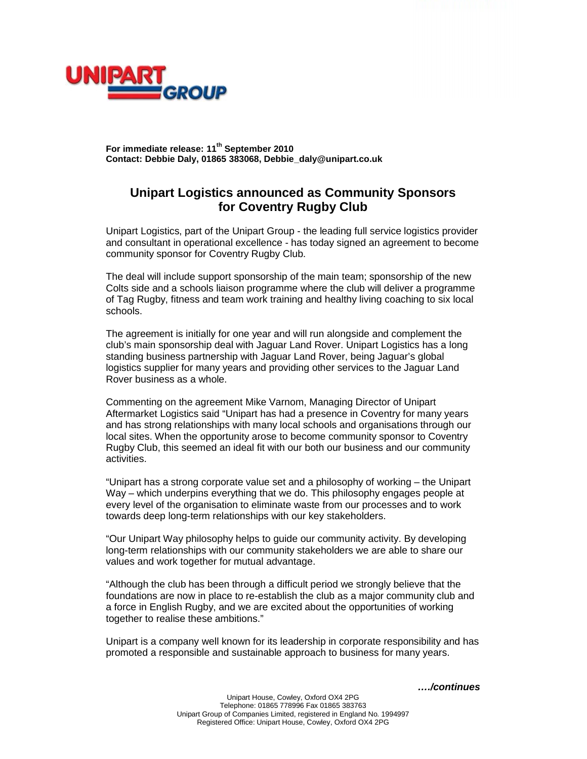**For immediate release: 11th September 2010**
**Contact: Debbie Daly, 01865 383068, Debbie_daly@unipart.co.uk**

## Unipart Logistics announced as Community Sponsors for Coventry Rugby Club

Unipart Logistics, part of the Unipart Group - the leading full service logistics provider and consultant in operational excellence - has today signed an agreement to become community sponsor for Coventry Rugby Club.

The deal will include support sponsorship of the main team; sponsorship of the new Colts side and a schools liaison programme where the club will deliver a programme of Tag Rugby, fitness and team work training and healthy living coaching to six local schools.

The agreement is initially for one year and will run alongside and complement the club's main sponsorship deal with Jaguar Land Rover. Unipart Logistics has a long standing business partnership with Jaguar Land Rover, being Jaguar's global logistics supplier for many years and providing other services to the Jaguar Land Rover business as a whole.

Commenting on the agreement Mike Varnom, Managing Director of Unipart Aftermarket Logistics said "Unipart has had a presence in Coventry for many years and has strong relationships with many local schools and organisations through our local sites. When the opportunity arose to become community sponsor to Coventry Rugby Club, this seemed an ideal fit with our both our business and our community activities.

"Unipart has a strong corporate value set and a philosophy of working – the Unipart Way – which underpins everything that we do. This philosophy engages people at every level of the organisation to eliminate waste from our processes and to work towards deep long-term relationships with our key stakeholders.

"Our Unipart Way philosophy helps to guide our community activity. By developing long-term relationships with our community stakeholders we are able to share our values and work together for mutual advantage.

"Although the club has been through a difficult period we strongly believe that the foundations are now in place to re-establish the club as a major community club and a force in English Rugby, and we are excited about the opportunities of working together to realise these ambitions."

Unipart is a company well known for its leadership in corporate responsibility and has promoted a responsible and sustainable approach to business for many years.

***…./continues***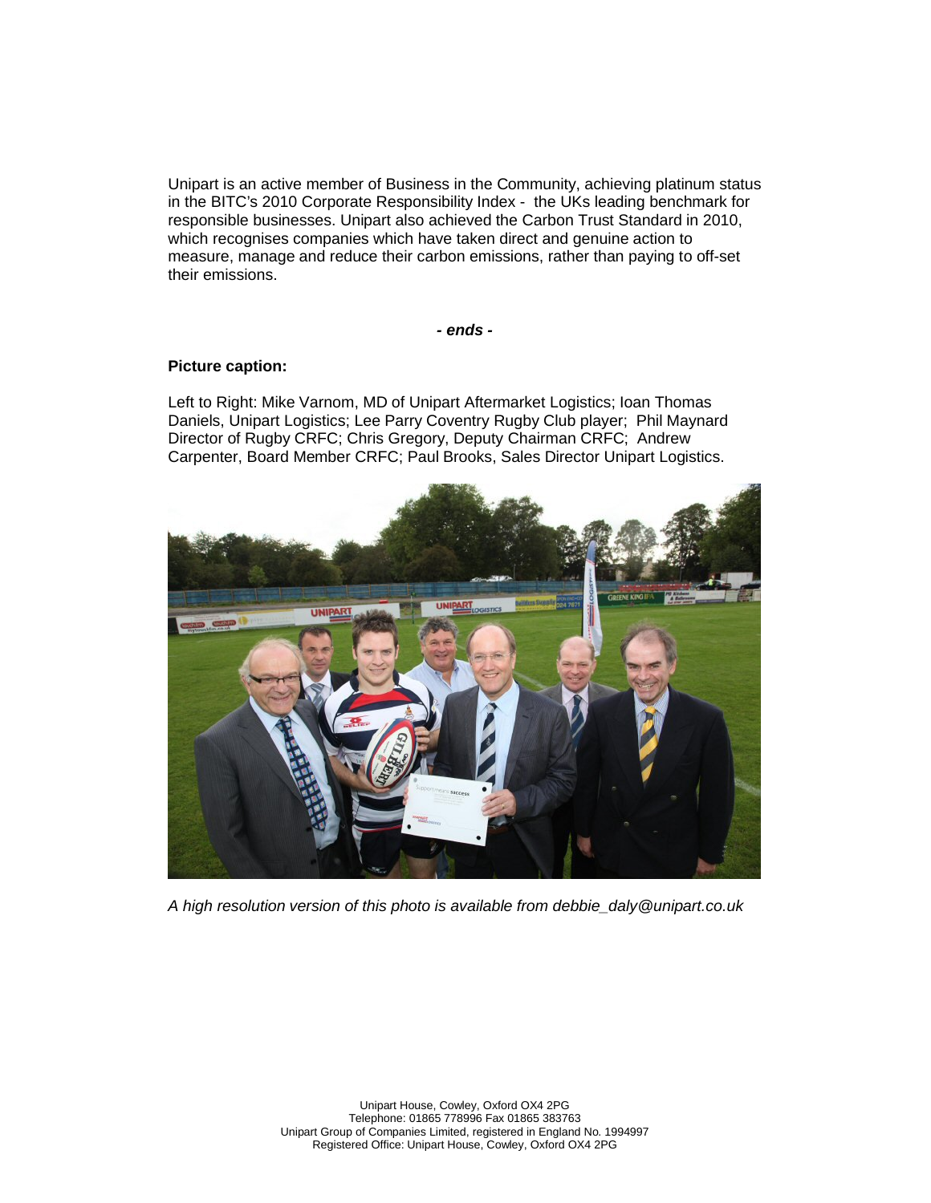Unipart is an active member of Business in the Community, achieving platinum status in the BITC's 2010 Corporate Responsibility Index - the UKs leading benchmark for responsible businesses. Unipart also achieved the Carbon Trust Standard in 2010, which recognises companies which have taken direct and genuine action to measure, manage and reduce their carbon emissions, rather than paying to off-set their emissions.

***- ends -***

**Picture caption:**

Left to Right: Mike Varnom, MD of Unipart Aftermarket Logistics; Ioan Thomas Daniels, Unipart Logistics; Lee Parry Coventry Rugby Club player; Phil Maynard Director of Rugby CRFC; Chris Gregory, Deputy Chairman CRFC; Andrew Carpenter, Board Member CRFC; Paul Brooks, Sales Director Unipart Logistics.

*A high resolution version of this photo is available from debbie_daly@unipart.co.uk*

Unipart House, Cowley, Oxford OX4 2PG
Telephone: 01865 778996 Fax 01865 383763
Unipart Group of Companies Limited, registered in England No. 1994997
Registered Office: Unipart House, Cowley, Oxford OX4 2PG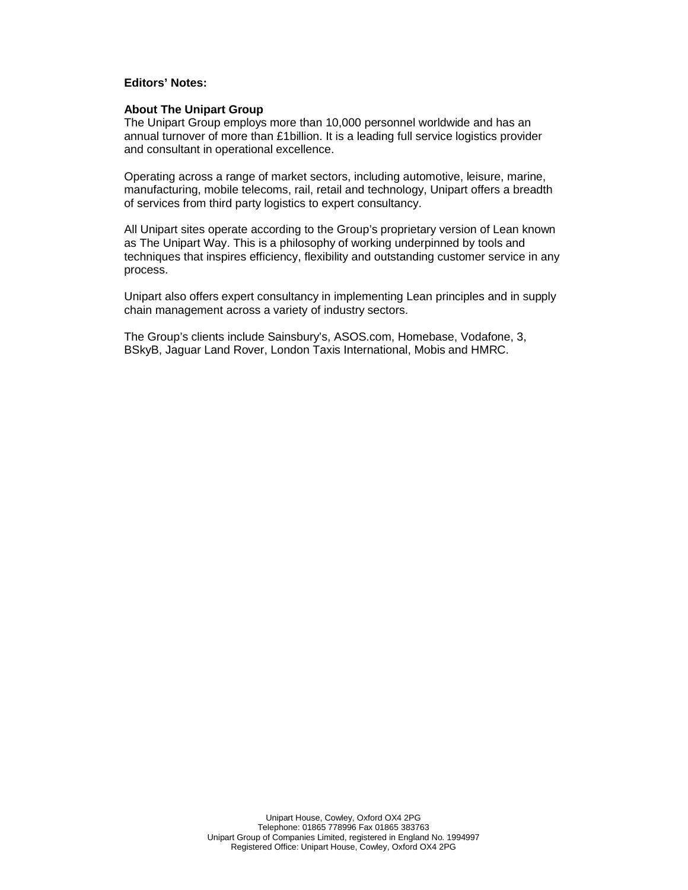**Editors' Notes:**

**About The Unipart Group**

The Unipart Group employs more than 10,000 personnel worldwide and has an annual turnover of more than £1billion. It is a leading full service logistics provider and consultant in operational excellence.

Operating across a range of market sectors, including automotive, leisure, marine, manufacturing, mobile telecoms, rail, retail and technology, Unipart offers a breadth of services from third party logistics to expert consultancy.

All Unipart sites operate according to the Group's proprietary version of Lean known as The Unipart Way. This is a philosophy of working underpinned by tools and techniques that inspires efficiency, flexibility and outstanding customer service in any process.

Unipart also offers expert consultancy in implementing Lean principles and in supply chain management across a variety of industry sectors.

The Group's clients include Sainsbury's, ASOS.com, Homebase, Vodafone, 3, BSkyB, Jaguar Land Rover, London Taxis International, Mobis and HMRC.

Unipart House, Cowley, Oxford OX4 2PG
Telephone: 01865 778996 Fax 01865 383763
Unipart Group of Companies Limited, registered in England No. 1994997
Registered Office: Unipart House, Cowley, Oxford OX4 2PG